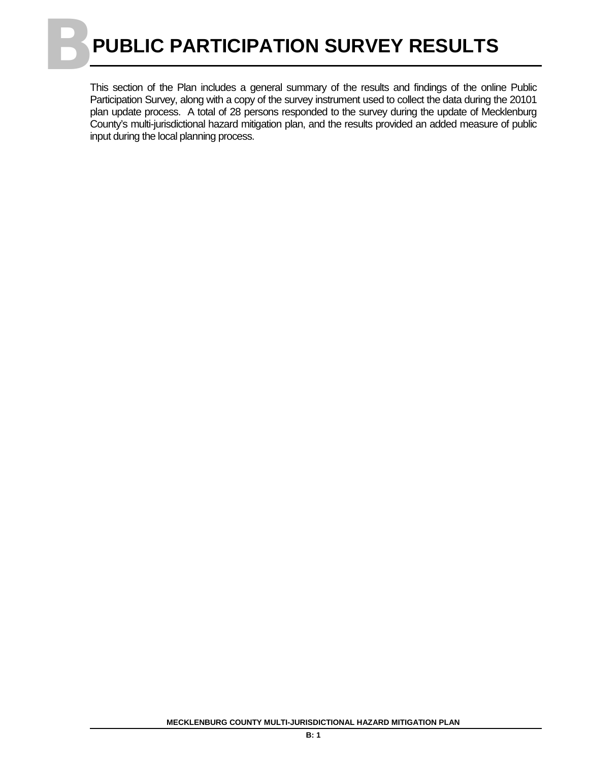# B PUBLIC PARTICIPATION SURVEY RESULTS

This section of the Plan includes a general summary of the results and findings of the online Public Participation Survey, along with a copy of the survey instrument used to collect the data during the 20101 plan update process. A total of 28 persons responded to the survey during the update of Mecklenburg County's multi-jurisdictional hazard mitigation plan, and the results provided an added measure of public input during the local planning process.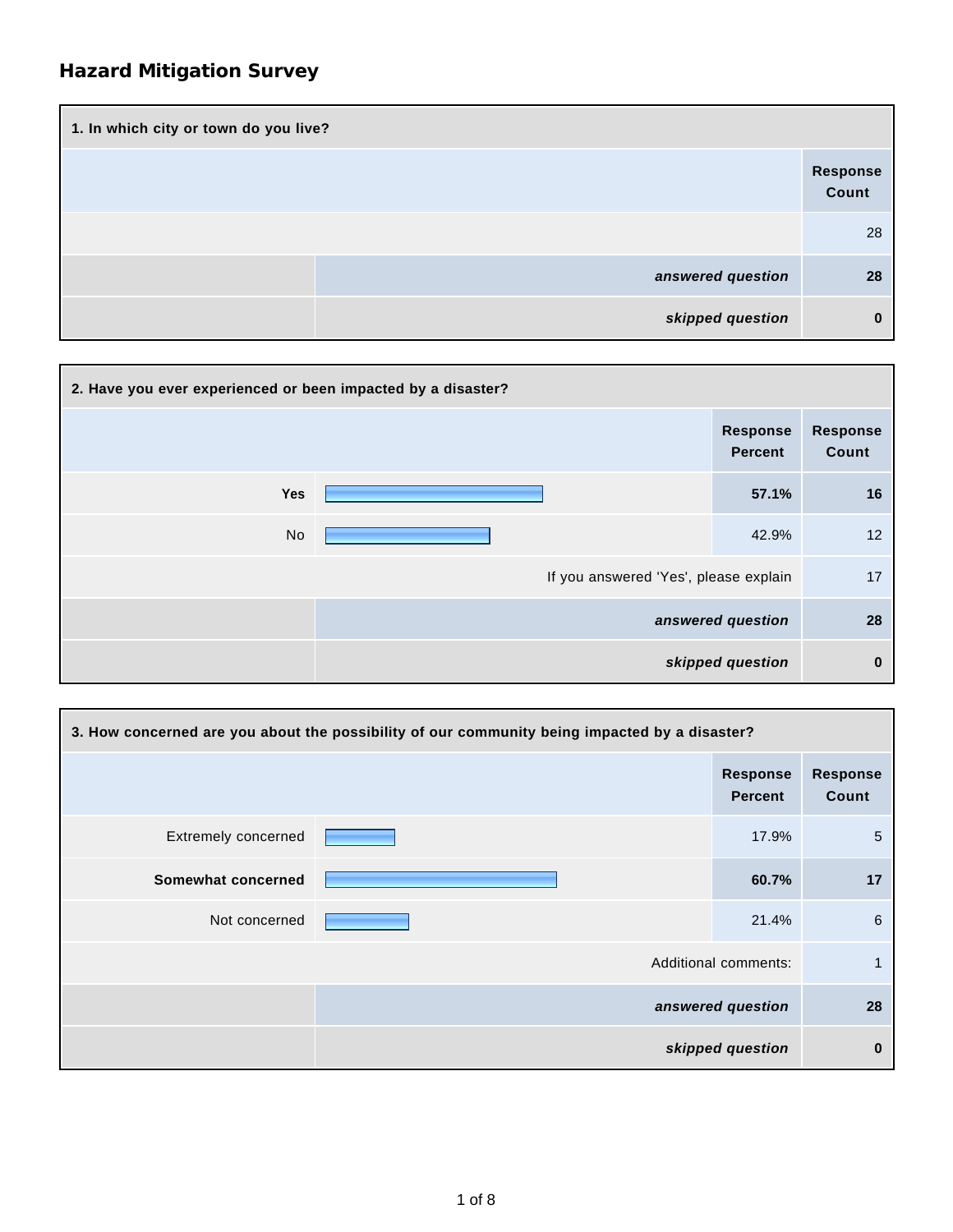# Hazard Mitigation Survey

| 1. In which city or town do you live? | | |
|---|---|---|
| | | **Response Count** |
| | | 28 |
| | ***answered question*** | **28** |
| | ***skipped question*** | **0** |

| 2. Have you ever experienced or been impacted by a disaster? | | |
|---|---|---|
| | **Response Percent** | **Response Count** |
| **Yes** | **57.1%** | **16** |
| No | 42.9% | 12 |
| If you answered 'Yes', please explain | | 17 |
| ***answered question*** | | **28** |
| ***skipped question*** | | **0** |

| 3. How concerned are you about the possibility of our community being impacted by a disaster? | | |
|---|---|---|
| | **Response Percent** | **Response Count** |
| Extremely concerned | 17.9% | 5 |
| **Somewhat concerned** | **60.7%** | **17** |
| Not concerned | 21.4% | 6 |
| Additional comments: | | 1 |
| ***answered question*** | | **28** |
| ***skipped question*** | | **0** |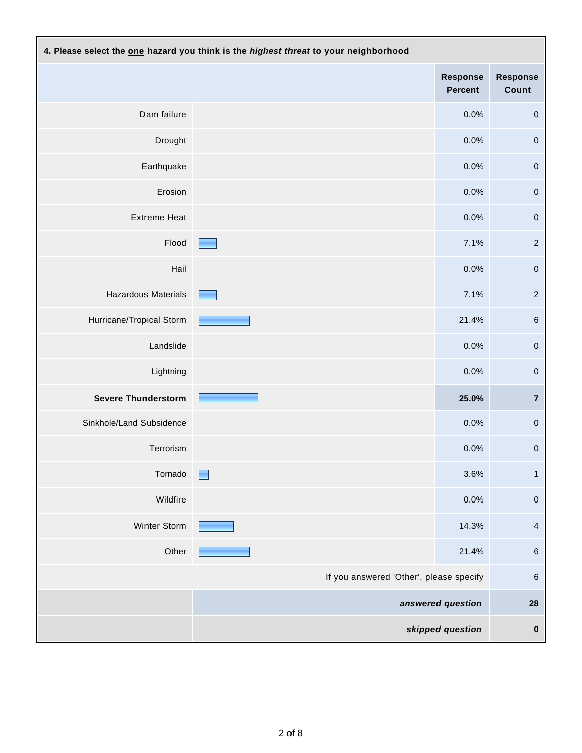**4. Please select the <u>one</u> hazard you think is the *highest threat* to your neighborhood**

| | Response Percent | Response Count |
|---|---|---|
| Dam failure | 0.0% | 0 |
| Drought | 0.0% | 0 |
| Earthquake | 0.0% | 0 |
| Erosion | 0.0% | 0 |
| Extreme Heat | 0.0% | 0 |
| Flood | 7.1% | 2 |
| Hail | 0.0% | 0 |
| Hazardous Materials | 7.1% | 2 |
| Hurricane/Tropical Storm | 21.4% | 6 |
| Landslide | 0.0% | 0 |
| Lightning | 0.0% | 0 |
| **Severe Thunderstorm** | **25.0%** | **7** |
| Sinkhole/Land Subsidence | 0.0% | 0 |
| Terrorism | 0.0% | 0 |
| Tornado | 3.6% | 1 |
| Wildfire | 0.0% | 0 |
| Winter Storm | 14.3% | 4 |
| Other | 21.4% | 6 |
| | If you answered 'Other', please specify | 6 |
| | ***answered question*** | **28** |
| | ***skipped question*** | **0** |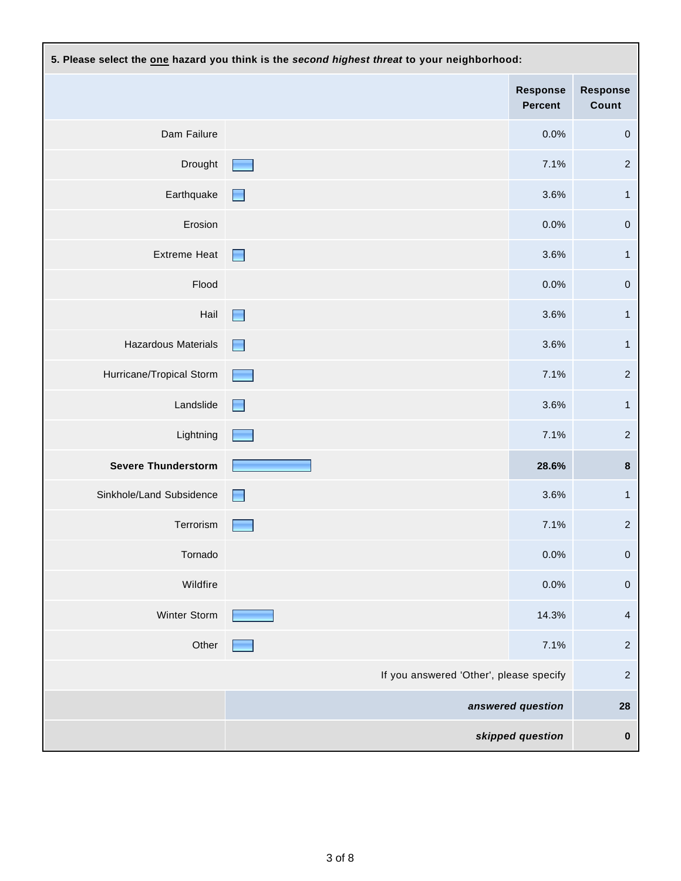**5. Please select the <u>one</u> hazard you think is the *second highest threat* to your neighborhood:**

| | Response Percent | Response Count |
|---|---|---|
| Dam Failure | 0.0% | 0 |
| Drought | 7.1% | 2 |
| Earthquake | 3.6% | 1 |
| Erosion | 0.0% | 0 |
| Extreme Heat | 3.6% | 1 |
| Flood | 0.0% | 0 |
| Hail | 3.6% | 1 |
| Hazardous Materials | 3.6% | 1 |
| Hurricane/Tropical Storm | 7.1% | 2 |
| Landslide | 3.6% | 1 |
| Lightning | 7.1% | 2 |
| **Severe Thunderstorm** | **28.6%** | **8** |
| Sinkhole/Land Subsidence | 3.6% | 1 |
| Terrorism | 7.1% | 2 |
| Tornado | 0.0% | 0 |
| Wildfire | 0.0% | 0 |
| Winter Storm | 14.3% | 4 |
| Other | 7.1% | 2 |
| If you answered 'Other', please specify | | 2 |
| ***answered question*** | | **28** |
| ***skipped question*** | | **0** |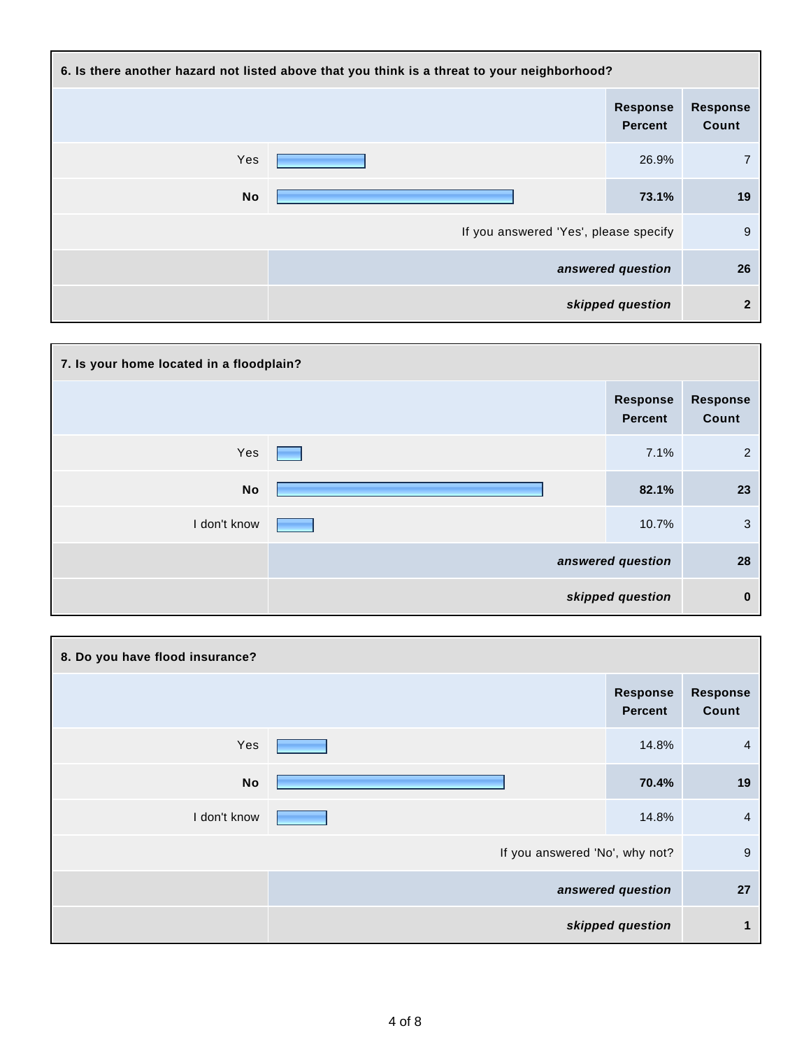### 6. Is there another hazard not listed above that you think is a threat to your neighborhood?

| | Response Percent | Response Count |
|---|---|---|
| Yes | 26.9% | 7 |
| **No** | **73.1%** | **19** |
| If you answered 'Yes', please specify | | 9 |
| ***answered question*** | | **26** |
| ***skipped question*** | | **2** |

### 7. Is your home located in a floodplain?

| | Response Percent | Response Count |
|---|---|---|
| Yes | 7.1% | 2 |
| **No** | **82.1%** | **23** |
| I don't know | 10.7% | 3 |
| ***answered question*** | | **28** |
| ***skipped question*** | | **0** |

### 8. Do you have flood insurance?

| | Response Percent | Response Count |
|---|---|---|
| Yes | 14.8% | 4 |
| **No** | **70.4%** | **19** |
| I don't know | 14.8% | 4 |
| If you answered 'No', why not? | | 9 |
| ***answered question*** | | **27** |
| ***skipped question*** | | **1** |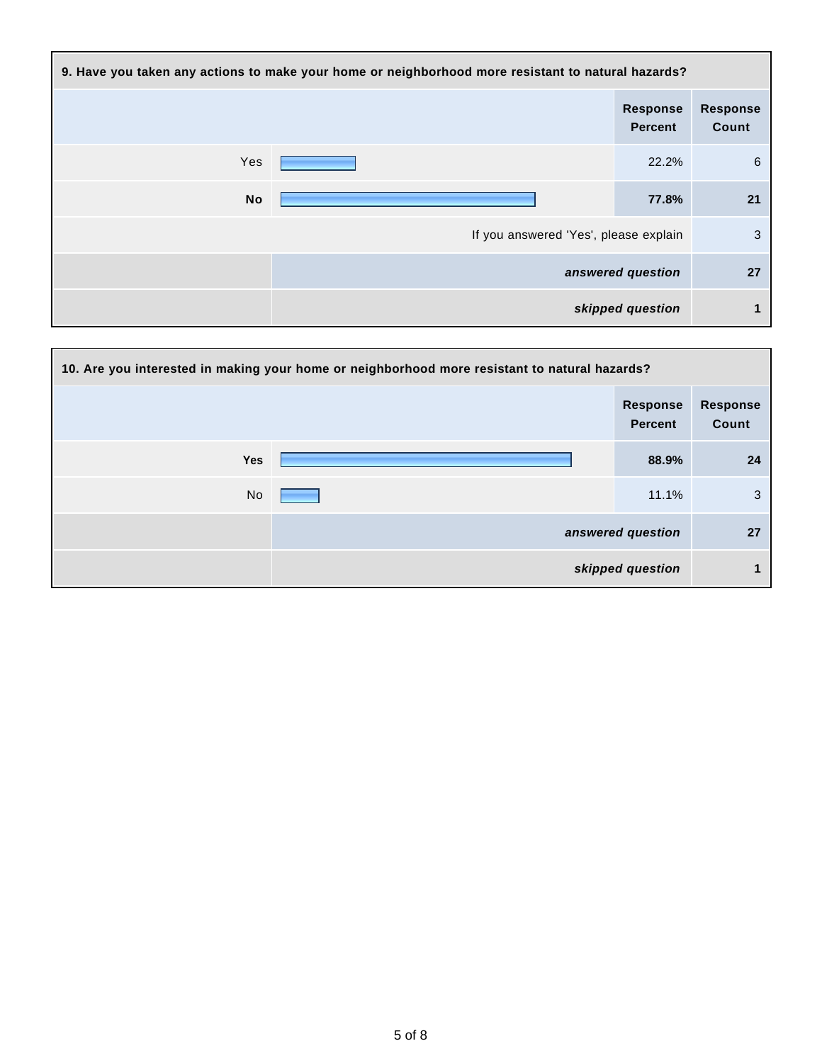**9. Have you taken any actions to make your home or neighborhood more resistant to natural hazards?**

| | Response Percent | Response Count |
|---|---|---|
| Yes | 22.2% | 6 |
| **No** | **77.8%** | **21** |
| If you answered 'Yes', please explain | | 3 |
| ***answered question*** | | **27** |
| ***skipped question*** | | **1** |

**10. Are you interested in making your home or neighborhood more resistant to natural hazards?**

| | Response Percent | Response Count |
|---|---|---|
| **Yes** | **88.9%** | **24** |
| No | 11.1% | 3 |
| ***answered question*** | | **27** |
| ***skipped question*** | | **1** |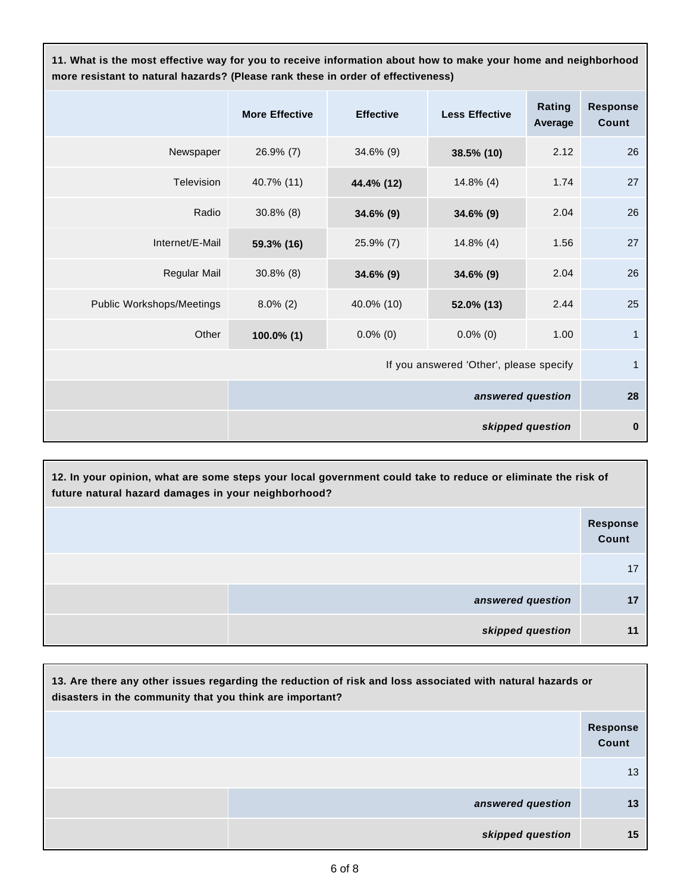**11. What is the most effective way for you to receive information about how to make your home and neighborhood more resistant to natural hazards? (Please rank these in order of effectiveness)**

| | More Effective | Effective | Less Effective | Rating Average | Response Count |
|---|---|---|---|---|---|
| Newspaper | 26.9% (7) | 34.6% (9) | **38.5% (10)** | 2.12 | 26 |
| Television | 40.7% (11) | **44.4% (12)** | 14.8% (4) | 1.74 | 27 |
| Radio | 30.8% (8) | **34.6% (9)** | **34.6% (9)** | 2.04 | 26 |
| Internet/E-Mail | **59.3% (16)** | 25.9% (7) | 14.8% (4) | 1.56 | 27 |
| Regular Mail | 30.8% (8) | **34.6% (9)** | **34.6% (9)** | 2.04 | 26 |
| Public Workshops/Meetings | 8.0% (2) | 40.0% (10) | **52.0% (13)** | 2.44 | 25 |
| Other | **100.0% (1)** | 0.0% (0) | 0.0% (0) | 1.00 | 1 |
| | | | | If you answered 'Other', please specify | 1 |
| | | | | ***answered question*** | **28** |
| | | | | ***skipped question*** | **0** |

**12. In your opinion, what are some steps your local government could take to reduce or eliminate the risk of future natural hazard damages in your neighborhood?**

| | Response Count |
|---|---|
| | 17 |
| ***answered question*** | **17** |
| ***skipped question*** | **11** |

**13. Are there any other issues regarding the reduction of risk and loss associated with natural hazards or disasters in the community that you think are important?**

| | Response Count |
|---|---|
| | 13 |
| ***answered question*** | **13** |
| ***skipped question*** | **15** |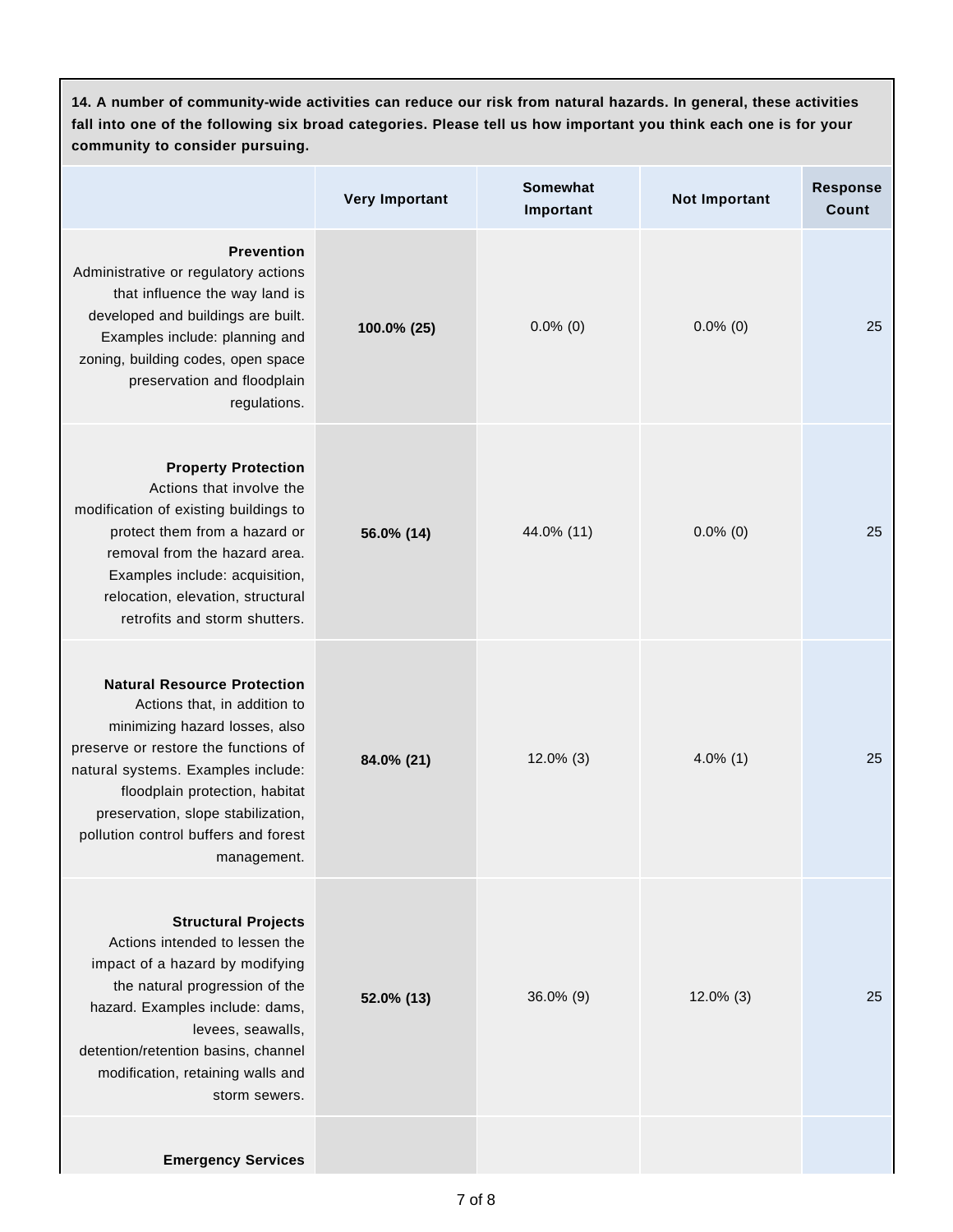**14. A number of community-wide activities can reduce our risk from natural hazards. In general, these activities fall into one of the following six broad categories. Please tell us how important you think each one is for your community to consider pursuing.**

| | Very Important | Somewhat Important | Not Important | Response Count |
|---|---|---|---|---|
| **Prevention** Administrative or regulatory actions that influence the way land is developed and buildings are built. Examples include: planning and zoning, building codes, open space preservation and floodplain regulations. | **100.0% (25)** | 0.0% (0) | 0.0% (0) | 25 |
| **Property Protection** Actions that involve the modification of existing buildings to protect them from a hazard or removal from the hazard area. Examples include: acquisition, relocation, elevation, structural retrofits and storm shutters. | **56.0% (14)** | 44.0% (11) | 0.0% (0) | 25 |
| **Natural Resource Protection** Actions that, in addition to minimizing hazard losses, also preserve or restore the functions of natural systems. Examples include: floodplain protection, habitat preservation, slope stabilization, pollution control buffers and forest management. | **84.0% (21)** | 12.0% (3) | 4.0% (1) | 25 |
| **Structural Projects** Actions intended to lessen the impact of a hazard by modifying the natural progression of the hazard. Examples include: dams, levees, seawalls, detention/retention basins, channel modification, retaining walls and storm sewers. | **52.0% (13)** | 36.0% (9) | 12.0% (3) | 25 |
| **Emergency Services** | | | | |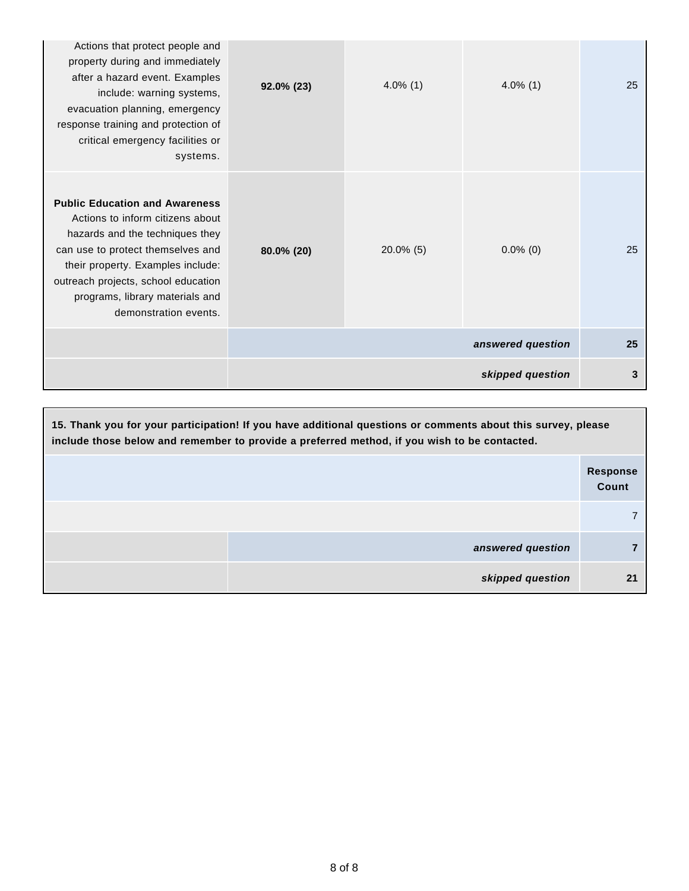| | | | | |
|---|---|---|---|---|
| Actions that protect people and property during and immediately after a hazard event. Examples include: warning systems, evacuation planning, emergency response training and protection of critical emergency facilities or systems. | **92.0% (23)** | 4.0% (1) | 4.0% (1) | 25 |
| **Public Education and Awareness** Actions to inform citizens about hazards and the techniques they can use to protect themselves and their property. Examples include: outreach projects, school education programs, library materials and demonstration events. | **80.0% (20)** | 20.0% (5) | 0.0% (0) | 25 |
| | | | ***answered question*** | **25** |
| | | | ***skipped question*** | **3** |

| **15. Thank you for your participation! If you have additional questions or comments about this survey, please include those below and remember to provide a preferred method, if you wish to be contacted.** | | |
|---|---|---|
| | | **Response Count** |
| | | 7 |
| | ***answered question*** | **7** |
| | ***skipped question*** | **21** |